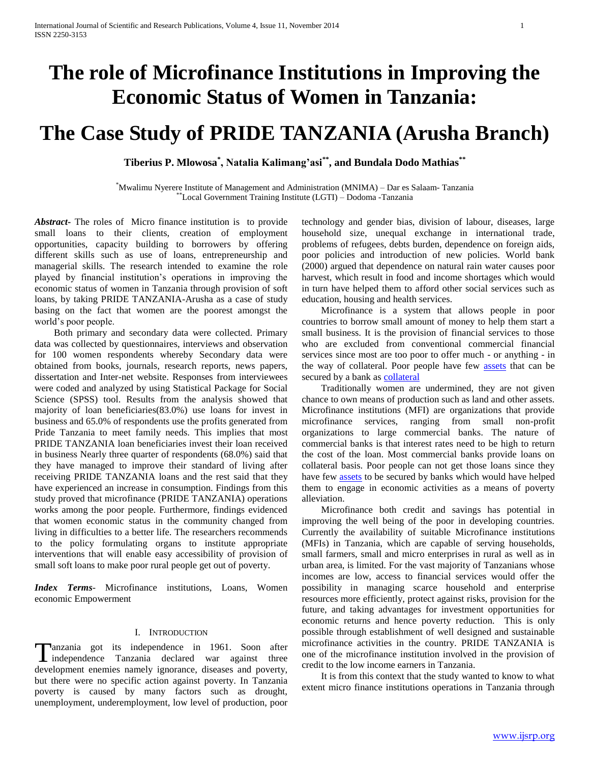# The role of Microfinance Institutions in Improving the Economic Status of Women in Tanzania:

# The Case Study of PRIDE TANZANIA (Arusha Branch)

**Tiberius P. Mlowosa[*], Natalia Kalimang'asi[**], and Bundala Dodo Mathias[**]**

[*]Mwalimu Nyerere Institute of Management and Administration (MNIMA) – Dar es Salaam- Tanzania
[**]Local Government Training Institute (LGTI) – Dodoma -Tanzania

***Abstract-*** The roles of Micro finance institution is to provide small loans to their clients, creation of employment opportunities, capacity building to borrowers by offering different skills such as use of loans, entrepreneurship and managerial skills. The research intended to examine the role played by financial institution's operations in improving the economic status of women in Tanzania through provision of soft loans, by taking PRIDE TANZANIA-Arusha as a case of study basing on the fact that women are the poorest amongst the world's poor people.

Both primary and secondary data were collected. Primary data was collected by questionnaires, interviews and observation for 100 women respondents whereby Secondary data were obtained from books, journals, research reports, news papers, dissertation and Inter-net website. Responses from interviewees were coded and analyzed by using Statistical Package for Social Science (SPSS) tool. Results from the analysis showed that majority of loan beneficiaries(83.0%) use loans for invest in business and 65.0% of respondents use the profits generated from Pride Tanzania to meet family needs. This implies that most PRIDE TANZANIA loan beneficiaries invest their loan received in business Nearly three quarter of respondents (68.0%) said that they have managed to improve their standard of living after receiving PRIDE TANZANIA loans and the rest said that they have experienced an increase in consumption. Findings from this study proved that microfinance (PRIDE TANZANIA) operations works among the poor people. Furthermore, findings evidenced that women economic status in the community changed from living in difficulties to a better life. The researchers recommends to the policy formulating organs to institute appropriate interventions that will enable easy accessibility of provision of small soft loans to make poor rural people get out of poverty.

***Index Terms*-** Microfinance institutions, Loans, Women economic Empowerment

## I. Introduction

Tanzania got its independence in 1961. Soon after independence Tanzania declared war against three development enemies namely ignorance, diseases and poverty, but there were no specific action against poverty. In Tanzania poverty is caused by many factors such as drought, unemployment, underemployment, low level of production, poor technology and gender bias, division of labour, diseases, large household size, unequal exchange in international trade, problems of refugees, debts burden, dependence on foreign aids, poor policies and introduction of new policies. World bank (2000) argued that dependence on natural rain water causes poor harvest, which result in food and income shortages which would in turn have helped them to afford other social services such as education, housing and health services.

Microfinance is a system that allows people in poor countries to borrow small amount of money to help them start a small business. It is the provision of financial services to those who are excluded from conventional commercial financial services since most are too poor to offer much - or anything - in the way of collateral. Poor people have few assets that can be secured by a bank as collateral

Traditionally women are undermined, they are not given chance to own means of production such as land and other assets. Microfinance institutions (MFI) are organizations that provide microfinance services, ranging from small non-profit organizations to large commercial banks. The nature of commercial banks is that interest rates need to be high to return the cost of the loan. Most commercial banks provide loans on collateral basis. Poor people can not get those loans since they have few assets to be secured by banks which would have helped them to engage in economic activities as a means of poverty alleviation.

Microfinance both credit and savings has potential in improving the well being of the poor in developing countries. Currently the availability of suitable Microfinance institutions (MFIs) in Tanzania, which are capable of serving households, small farmers, small and micro enterprises in rural as well as in urban area, is limited. For the vast majority of Tanzanians whose incomes are low, access to financial services would offer the possibility in managing scarce household and enterprise resources more efficiently, protect against risks, provision for the future, and taking advantages for investment opportunities for economic returns and hence poverty reduction. This is only possible through establishment of well designed and sustainable microfinance activities in the country. PRIDE TANZANIA is one of the microfinance institution involved in the provision of credit to the low income earners in Tanzania.

It is from this context that the study wanted to know to what extent micro finance institutions operations in Tanzania through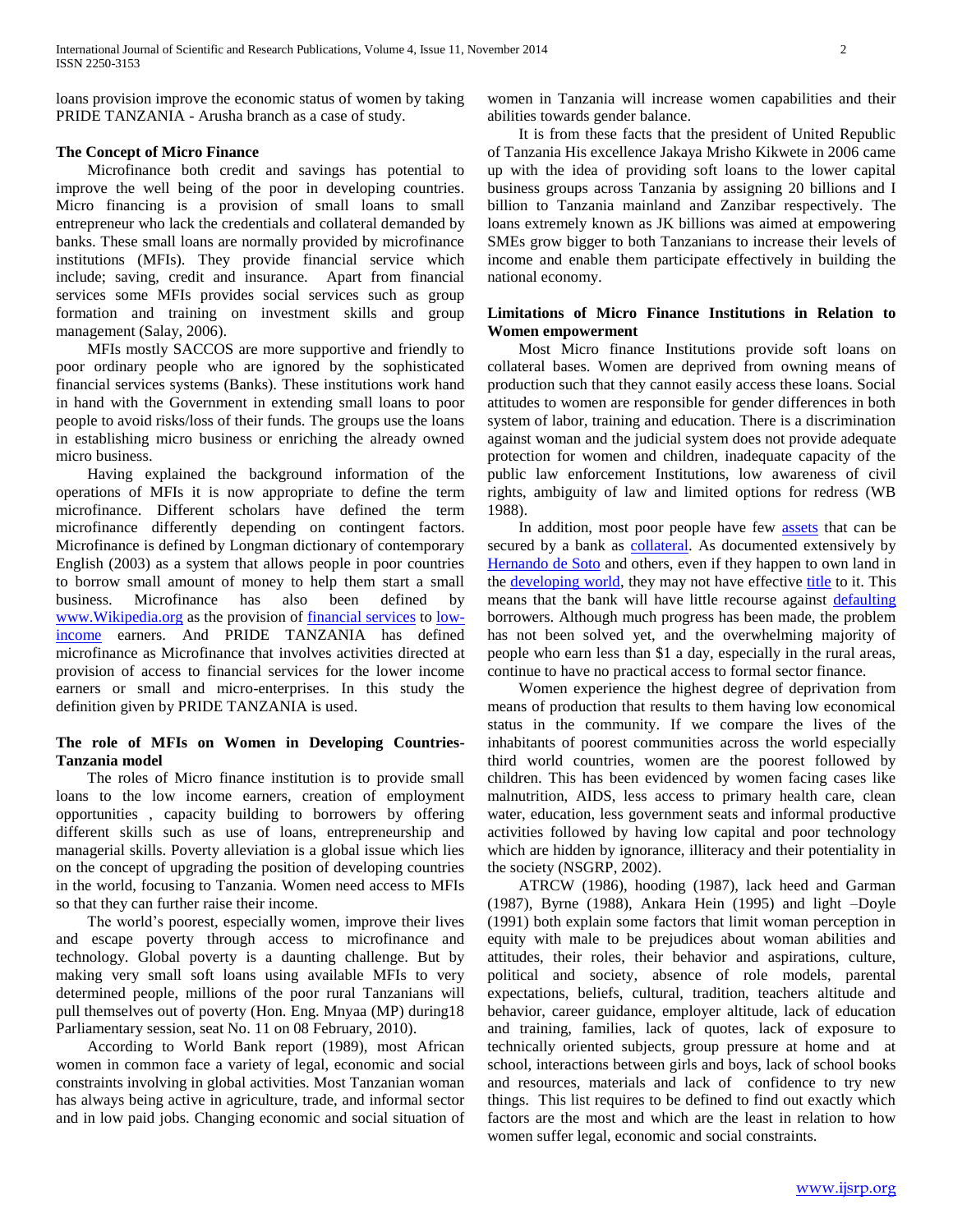loans provision improve the economic status of women by taking PRIDE TANZANIA - Arusha branch as a case of study.

**The Concept of Micro Finance**

Microfinance both credit and savings has potential to improve the well being of the poor in developing countries. Micro financing is a provision of small loans to small entrepreneur who lack the credentials and collateral demanded by banks. These small loans are normally provided by microfinance institutions (MFIs). They provide financial service which include; saving, credit and insurance. Apart from financial services some MFIs provides social services such as group formation and training on investment skills and group management (Salay, 2006).

MFIs mostly SACCOS are more supportive and friendly to poor ordinary people who are ignored by the sophisticated financial services systems (Banks). These institutions work hand in hand with the Government in extending small loans to poor people to avoid risks/loss of their funds. The groups use the loans in establishing micro business or enriching the already owned micro business.

Having explained the background information of the operations of MFIs it is now appropriate to define the term microfinance. Different scholars have defined the term microfinance differently depending on contingent factors. Microfinance is defined by Longman dictionary of contemporary English (2003) as a system that allows people in poor countries to borrow small amount of money to help them start a small business. Microfinance has also been defined by www.Wikipedia.org as the provision of financial services to low-income earners. And PRIDE TANZANIA has defined microfinance as Microfinance that involves activities directed at provision of access to financial services for the lower income earners or small and micro-enterprises. In this study the definition given by PRIDE TANZANIA is used.

**The role of MFIs on Women in Developing Countries-Tanzania model**

The roles of Micro finance institution is to provide small loans to the low income earners, creation of employment opportunities , capacity building to borrowers by offering different skills such as use of loans, entrepreneurship and managerial skills. Poverty alleviation is a global issue which lies on the concept of upgrading the position of developing countries in the world, focusing to Tanzania. Women need access to MFIs so that they can further raise their income.

The world's poorest, especially women, improve their lives and escape poverty through access to microfinance and technology. Global poverty is a daunting challenge. But by making very small soft loans using available MFIs to very determined people, millions of the poor rural Tanzanians will pull themselves out of poverty (Hon. Eng. Mnyaa (MP) during18 Parliamentary session, seat No. 11 on 08 February, 2010).

According to World Bank report (1989), most African women in common face a variety of legal, economic and social constraints involving in global activities. Most Tanzanian woman has always being active in agriculture, trade, and informal sector and in low paid jobs. Changing economic and social situation of women in Tanzania will increase women capabilities and their abilities towards gender balance.

It is from these facts that the president of United Republic of Tanzania His excellence Jakaya Mrisho Kikwete in 2006 came up with the idea of providing soft loans to the lower capital business groups across Tanzania by assigning 20 billions and I billion to Tanzania mainland and Zanzibar respectively. The loans extremely known as JK billions was aimed at empowering SMEs grow bigger to both Tanzanians to increase their levels of income and enable them participate effectively in building the national economy.

**Limitations of Micro Finance Institutions in Relation to Women empowerment**

Most Micro finance Institutions provide soft loans on collateral bases. Women are deprived from owning means of production such that they cannot easily access these loans. Social attitudes to women are responsible for gender differences in both system of labor, training and education. There is a discrimination against woman and the judicial system does not provide adequate protection for women and children, inadequate capacity of the public law enforcement Institutions, low awareness of civil rights, ambiguity of law and limited options for redress (WB 1988).

In addition, most poor people have few assets that can be secured by a bank as collateral. As documented extensively by Hernando de Soto and others, even if they happen to own land in the developing world, they may not have effective title to it. This means that the bank will have little recourse against defaulting borrowers. Although much progress has been made, the problem has not been solved yet, and the overwhelming majority of people who earn less than \$1 a day, especially in the rural areas, continue to have no practical access to formal sector finance.

Women experience the highest degree of deprivation from means of production that results to them having low economical status in the community. If we compare the lives of the inhabitants of poorest communities across the world especially third world countries, women are the poorest followed by children. This has been evidenced by women facing cases like malnutrition, AIDS, less access to primary health care, clean water, education, less government seats and informal productive activities followed by having low capital and poor technology which are hidden by ignorance, illiteracy and their potentiality in the society (NSGRP, 2002).

ATRCW (1986), hooding (1987), lack heed and Garman (1987), Byrne (1988), Ankara Hein (1995) and light –Doyle (1991) both explain some factors that limit woman perception in equity with male to be prejudices about woman abilities and attitudes, their roles, their behavior and aspirations, culture, political and society, absence of role models, parental expectations, beliefs, cultural, tradition, teachers altitude and behavior, career guidance, employer altitude, lack of education and training, families, lack of quotes, lack of exposure to technically oriented subjects, group pressure at home and at school, interactions between girls and boys, lack of school books and resources, materials and lack of confidence to try new things. This list requires to be defined to find out exactly which factors are the most and which are the least in relation to how women suffer legal, economic and social constraints.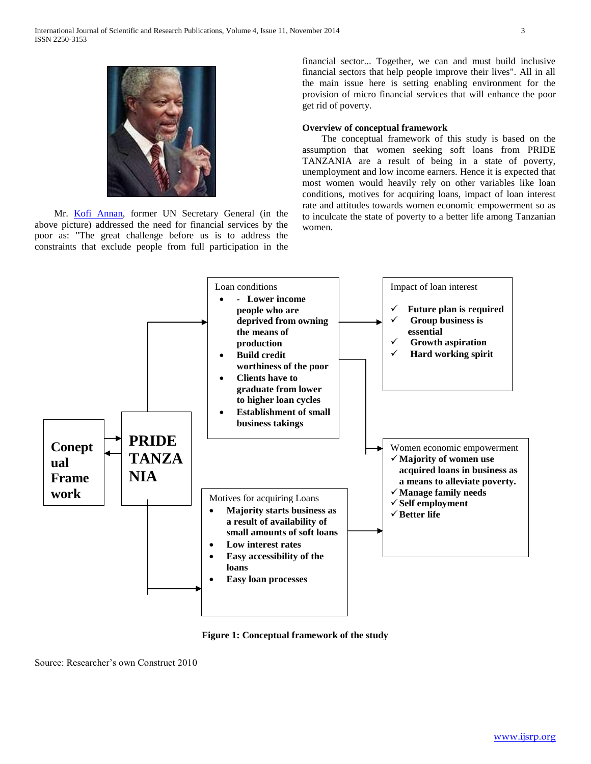Mr. Kofi Annan, former UN Secretary General (in the above picture) addressed the need for financial services by the poor as: "The great challenge before us is to address the constraints that exclude people from full participation in the financial sector... Together, we can and must build inclusive financial sectors that help people improve their lives". All in all the main issue here is setting enabling environment for the provision of micro financial services that will enhance the poor get rid of poverty.

**Overview of conceptual framework**

The conceptual framework of this study is based on the assumption that women seeking soft loans from PRIDE TANZANIA are a result of being in a state of poverty, unemployment and low income earners. Hence it is expected that most women would heavily rely on other variables like loan conditions, motives for acquiring loans, impact of loan interest rate and attitudes towards women economic empowerment so as to inculcate the state of poverty to a better life among Tanzanian women.

**Conceptual Framework** ⇄ **PRIDE TANZANIA**

Loan conditions
- - **Lower income people who are deprived from owning the means of production**
- **Build credit worthiness of the poor**
- **Clients have to graduate from lower to higher loan cycles**
- **Establishment of small business takings**

Impact of loan interest
- ✓ **Future plan is required**
- ✓ **Group business is essential**
- ✓ **Growth aspiration**
- ✓ **Hard working spirit**

Motives for acquiring Loans
- **Majority starts business as a result of availability of small amounts of soft loans**
- **Low interest rates**
- **Easy accessibility of the loans**
- **Easy loan processes**

Women economic empowerment
- ✓ **Majority of women use acquired loans in business as a means to alleviate poverty.**
- ✓ **Manage family needs**
- ✓ **Self employment**
- ✓ **Better life**

**Figure 1: Conceptual framework of the study**

Source: Researcher's own Construct 2010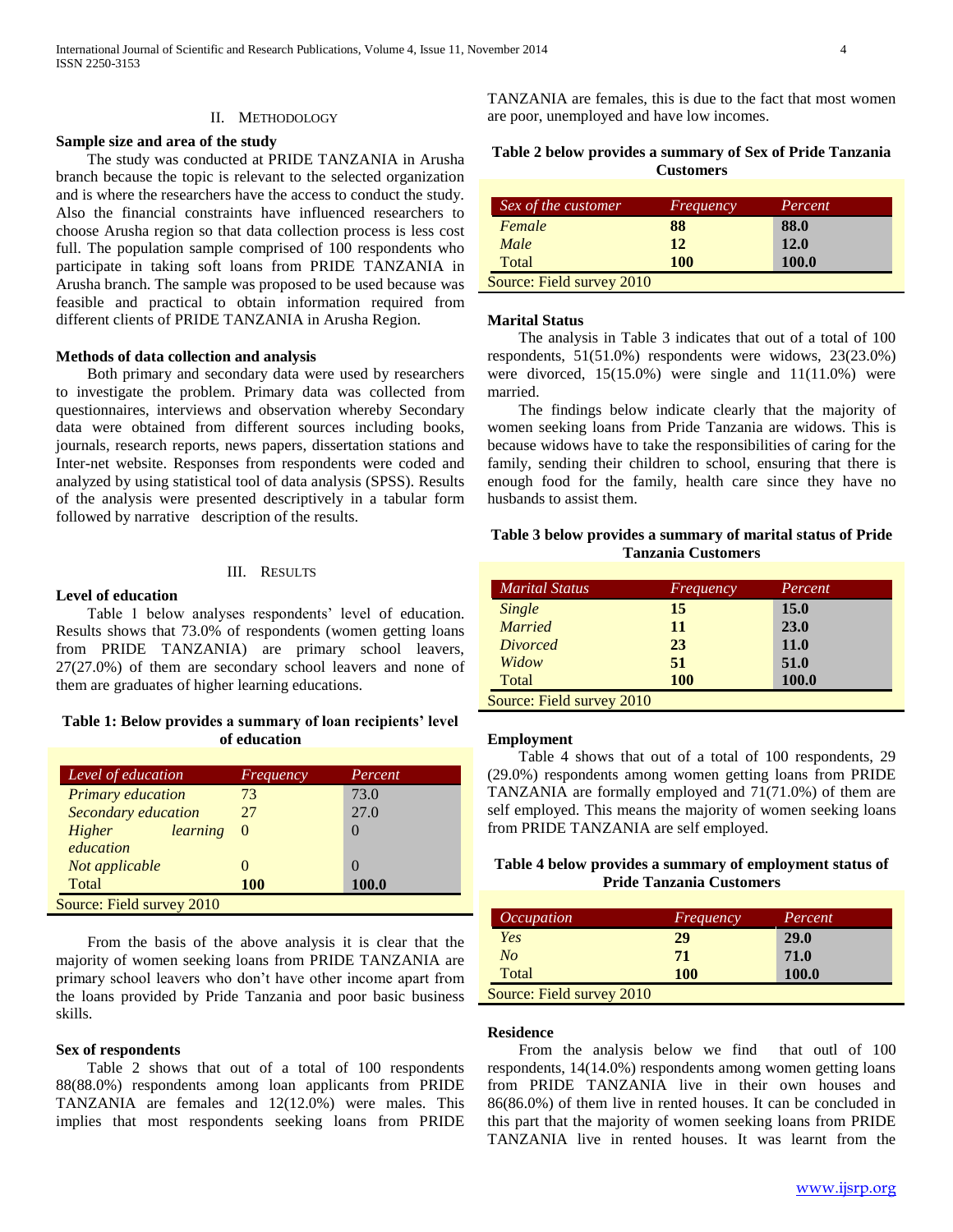## II. METHODOLOGY

### Sample size and area of the study

The study was conducted at PRIDE TANZANIA in Arusha branch because the topic is relevant to the selected organization and is where the researchers have the access to conduct the study. Also the financial constraints have influenced researchers to choose Arusha region so that data collection process is less cost full. The population sample comprised of 100 respondents who participate in taking soft loans from PRIDE TANZANIA in Arusha branch. The sample was proposed to be used because was feasible and practical to obtain information required from different clients of PRIDE TANZANIA in Arusha Region.

### Methods of data collection and analysis

Both primary and secondary data were used by researchers to investigate the problem. Primary data was collected from questionnaires, interviews and observation whereby Secondary data were obtained from different sources including books, journals, research reports, news papers, dissertation stations and Inter-net website. Responses from respondents were coded and analyzed by using statistical tool of data analysis (SPSS). Results of the analysis were presented descriptively in a tabular form followed by narrative description of the results.

## III. RESULTS

### Level of education

Table 1 below analyses respondents' level of education. Results shows that 73.0% of respondents (women getting loans from PRIDE TANZANIA) are primary school leavers, 27(27.0%) of them are secondary school leavers and none of them are graduates of higher learning educations.

**Table 1: Below provides a summary of loan recipients' level of education**

| *Level of education* | *Frequency* | *Percent* |
|---|---|---|
| *Primary education* | 73 | 73.0 |
| *Secondary education* | 27 | 27.0 |
| *Higher learning education* | 0 | 0 |
| *Not applicable* | 0 | 0 |
| Total | **100** | **100.0** |

Source: Field survey 2010

From the basis of the above analysis it is clear that the majority of women seeking loans from PRIDE TANZANIA are primary school leavers who don't have other income apart from the loans provided by Pride Tanzania and poor basic business skills.

### Sex of respondents

Table 2 shows that out of a total of 100 respondents 88(88.0%) respondents among loan applicants from PRIDE TANZANIA are females and 12(12.0%) were males. This implies that most respondents seeking loans from PRIDE TANZANIA are females, this is due to the fact that most women are poor, unemployed and have low incomes.

**Table 2 below provides a summary of Sex of Pride Tanzania Customers**

| *Sex of the customer* | *Frequency* | *Percent* |
|---|---|---|
| *Female* | **88** | **88.0** |
| *Male* | **12** | **12.0** |
| Total | **100** | **100.0** |

Source: Field survey 2010

### Marital Status

The analysis in Table 3 indicates that out of a total of 100 respondents, 51(51.0%) respondents were widows, 23(23.0%) were divorced, 15(15.0%) were single and 11(11.0%) were married.

The findings below indicate clearly that the majority of women seeking loans from Pride Tanzania are widows. This is because widows have to take the responsibilities of caring for the family, sending their children to school, ensuring that there is enough food for the family, health care since they have no husbands to assist them.

**Table 3 below provides a summary of marital status of Pride Tanzania Customers**

| *Marital Status* | *Frequency* | *Percent* |
|---|---|---|
| *Single* | **15** | **15.0** |
| *Married* | **11** | **23.0** |
| *Divorced* | **23** | **11.0** |
| *Widow* | **51** | **51.0** |
| Total | **100** | **100.0** |

Source: Field survey 2010

### Employment

Table 4 shows that out of a total of 100 respondents, 29 (29.0%) respondents among women getting loans from PRIDE TANZANIA are formally employed and 71(71.0%) of them are self employed. This means the majority of women seeking loans from PRIDE TANZANIA are self employed.

**Table 4 below provides a summary of employment status of Pride Tanzania Customers**

| *Occupation* | *Frequency* | *Percent* |
|---|---|---|
| *Yes* | **29** | **29.0** |
| *No* | **71** | **71.0** |
| Total | **100** | **100.0** |

Source: Field survey 2010

### Residence

From the analysis below we find that outl of 100 respondents, 14(14.0%) respondents among women getting loans from PRIDE TANZANIA live in their own houses and 86(86.0%) of them live in rented houses. It can be concluded in this part that the majority of women seeking loans from PRIDE TANZANIA live in rented houses. It was learnt from the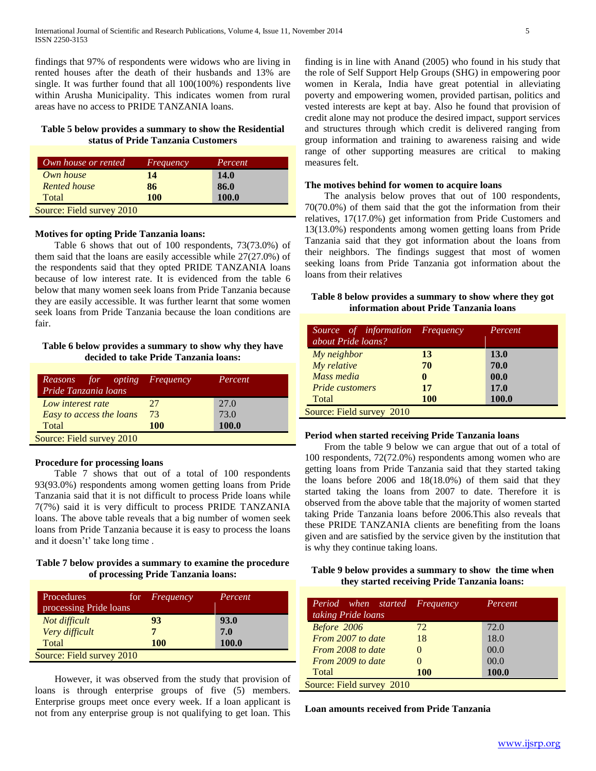findings that 97% of respondents were widows who are living in rented houses after the death of their husbands and 13% are single. It was further found that all 100(100%) respondents live within Arusha Municipality. This indicates women from rural areas have no access to PRIDE TANZANIA loans.

**Table 5 below provides a summary to show the Residential status of Pride Tanzania Customers**

| *Own house or rented* | *Frequency* | *Percent* |
|---|---|---|
| *Own house* | **14** | **14.0** |
| *Rented house* | **86** | **86.0** |
| Total | **100** | **100.0** |

Source: Field survey 2010

**Motives for opting Pride Tanzania loans:**

Table 6 shows that out of 100 respondents, 73(73.0%) of them said that the loans are easily accessible while 27(27.0%) of the respondents said that they opted PRIDE TANZANIA loans because of low interest rate. It is evidenced from the table 6 below that many women seek loans from Pride Tanzania because they are easily accessible. It was further learnt that some women seek loans from Pride Tanzania because the loan conditions are fair.

**Table 6 below provides a summary to show why they have decided to take Pride Tanzania loans:**

| *Reasons for opting Pride Tanzania loans* | *Frequency* | *Percent* |
|---|---|---|
| *Low interest rate* | 27 | 27.0 |
| *Easy to access the loans* | 73 | 73.0 |
| Total | **100** | **100.0** |

Source: Field survey 2010

**Procedure for processing loans**

Table 7 shows that out of a total of 100 respondents 93(93.0%) respondents among women getting loans from Pride Tanzania said that it is not difficult to process Pride loans while 7(7%) said it is very difficult to process PRIDE TANZANIA loans. The above table reveals that a big number of women seek loans from Pride Tanzania because it is easy to process the loans and it doesn't' take long time .

**Table 7 below provides a summary to examine the procedure of processing Pride Tanzania loans:**

| Procedures for processing Pride loans | *Frequency* | *Percent* |
|---|---|---|
| *Not difficult* | **93** | **93.0** |
| *Very difficult* | **7** | **7.0** |
| Total | **100** | **100.0** |

Source: Field survey 2010

However, it was observed from the study that provision of loans is through enterprise groups of five (5) members. Enterprise groups meet once every week. If a loan applicant is not from any enterprise group is not qualifying to get loan. This finding is in line with Anand (2005) who found in his study that the role of Self Support Help Groups (SHG) in empowering poor women in Kerala, India have great potential in alleviating poverty and empowering women, provided partisan, politics and vested interests are kept at bay. Also he found that provision of credit alone may not produce the desired impact, support services and structures through which credit is delivered ranging from group information and training to awareness raising and wide range of other supporting measures are critical to making measures felt.

**The motives behind for women to acquire loans**

The analysis below proves that out of 100 respondents, 70(70.0%) of them said that the got the information from their relatives, 17(17.0%) get information from Pride Customers and 13(13.0%) respondents among women getting loans from Pride Tanzania said that they got information about the loans from their neighbors. The findings suggest that most of women seeking loans from Pride Tanzania got information about the loans from their relatives

**Table 8 below provides a summary to show where they got information about Pride Tanzania loans**

| *Source of information about Pride loans?* | *Frequency* | *Percent* |
|---|---|---|
| *My neighbor* | **13** | **13.0** |
| *My relative* | **70** | **70.0** |
| *Mass media* | **0** | **00.0** |
| *Pride customers* | **17** | **17.0** |
| Total | **100** | **100.0** |

Source: Field survey 2010

**Period when started receiving Pride Tanzania loans**

From the table 9 below we can argue that out of a total of 100 respondents, 72(72.0%) respondents among women who are getting loans from Pride Tanzania said that they started taking the loans before 2006 and 18(18.0%) of them said that they started taking the loans from 2007 to date. Therefore it is observed from the above table that the majority of women started taking Pride Tanzania loans before 2006.This also reveals that these PRIDE TANZANIA clients are benefiting from the loans given and are satisfied by the service given by the institution that is why they continue taking loans.

**Table 9 below provides a summary to show the time when they started receiving Pride Tanzania loans:**

| *Period when started taking Pride loans* | *Frequency* | *Percent* |
|---|---|---|
| *Before 2006* | 72 | 72.0 |
| *From 2007 to date* | 18 | 18.0 |
| *From 2008 to date* | 0 | 00.0 |
| *From 2009 to date* | 0 | 00.0 |
| Total | **100** | **100.0** |

Source: Field survey 2010

**Loan amounts received from Pride Tanzania**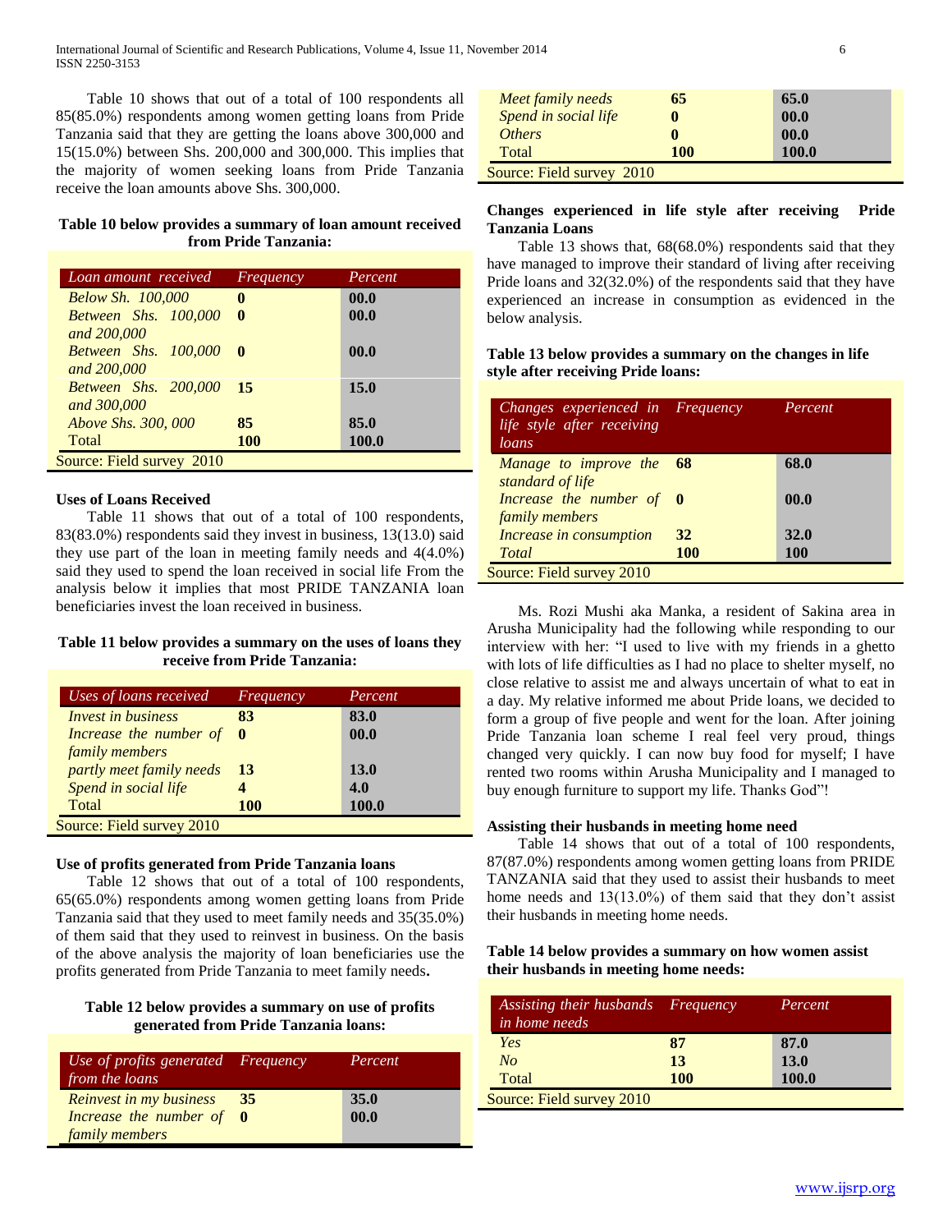Table 10 shows that out of a total of 100 respondents all 85(85.0%) respondents among women getting loans from Pride Tanzania said that they are getting the loans above 300,000 and 15(15.0%) between Shs. 200,000 and 300,000. This implies that the majority of women seeking loans from Pride Tanzania receive the loan amounts above Shs. 300,000.

**Table 10 below provides a summary of loan amount received from Pride Tanzania:**

| *Loan amount received* | *Frequency* | *Percent* |
|---|---|---|
| *Below Sh. 100,000* | **0** | **00.0** |
| *Between Shs. 100,000 and 200,000* | **0** | **00.0** |
| *Between Shs. 100,000 and 200,000* | **0** | **00.0** |
| *Between Shs. 200,000 and 300,000* | **15** | **15.0** |
| *Above Shs. 300, 000* | **85** | **85.0** |
| Total | **100** | **100.0** |

Source: Field survey 2010

**Uses of Loans Received**

Table 11 shows that out of a total of 100 respondents, 83(83.0%) respondents said they invest in business, 13(13.0) said they use part of the loan in meeting family needs and 4(4.0%) said they used to spend the loan received in social life From the analysis below it implies that most PRIDE TANZANIA loan beneficiaries invest the loan received in business.

**Table 11 below provides a summary on the uses of loans they receive from Pride Tanzania:**

| *Uses of loans received* | *Frequency* | *Percent* |
|---|---|---|
| *Invest in business* | **83** | **83.0** |
| *Increase the number of family members* | **0** | **00.0** |
| *partly meet family needs* | **13** | **13.0** |
| *Spend in social life* | **4** | **4.0** |
| Total | **100** | **100.0** |

Source: Field survey 2010

**Use of profits generated from Pride Tanzania loans**

Table 12 shows that out of a total of 100 respondents, 65(65.0%) respondents among women getting loans from Pride Tanzania said that they used to meet family needs and 35(35.0%) of them said that they used to reinvest in business. On the basis of the above analysis the majority of loan beneficiaries use the profits generated from Pride Tanzania to meet family needs**.**

**Table 12 below provides a summary on use of profits generated from Pride Tanzania loans:**

| *Use of profits generated from the loans* | *Frequency* | *Percent* |
|---|---|---|
| *Reinvest in my business* | **35** | **35.0** |
| *Increase the number of family members* | **0** | **00.0** |
| *Meet family needs* | **65** | **65.0** |
| *Spend in social life* | **0** | **00.0** |
| *Others* | **0** | **00.0** |
| Total | **100** | **100.0** |

Source: Field survey 2010

**Changes experienced in life style after receiving Pride Tanzania Loans**

Table 13 shows that, 68(68.0%) respondents said that they have managed to improve their standard of living after receiving Pride loans and 32(32.0%) of the respondents said that they have experienced an increase in consumption as evidenced in the below analysis.

**Table 13 below provides a summary on the changes in life style after receiving Pride loans:**

| *Changes experienced in life style after receiving loans* | *Frequency* | *Percent* |
|---|---|---|
| *Manage to improve the standard of life* | **68** | **68.0** |
| *Increase the number of family members* | **0** | **00.0** |
| *Increase in consumption* | **32** | **32.0** |
| *Total* | **100** | **100** |

Source: Field survey 2010

Ms. Rozi Mushi aka Manka, a resident of Sakina area in Arusha Municipality had the following while responding to our interview with her: "I used to live with my friends in a ghetto with lots of life difficulties as I had no place to shelter myself, no close relative to assist me and always uncertain of what to eat in a day. My relative informed me about Pride loans, we decided to form a group of five people and went for the loan. After joining Pride Tanzania loan scheme I real feel very proud, things changed very quickly. I can now buy food for myself; I have rented two rooms within Arusha Municipality and I managed to buy enough furniture to support my life. Thanks God"!

**Assisting their husbands in meeting home need**

Table 14 shows that out of a total of 100 respondents, 87(87.0%) respondents among women getting loans from PRIDE TANZANIA said that they used to assist their husbands to meet home needs and 13(13.0%) of them said that they don't assist their husbands in meeting home needs.

**Table 14 below provides a summary on how women assist their husbands in meeting home needs:**

| *Assisting their husbands in home needs* | *Frequency* | *Percent* |
|---|---|---|
| *Yes* | **87** | **87.0** |
| *No* | **13** | **13.0** |
| Total | **100** | **100.0** |

Source: Field survey 2010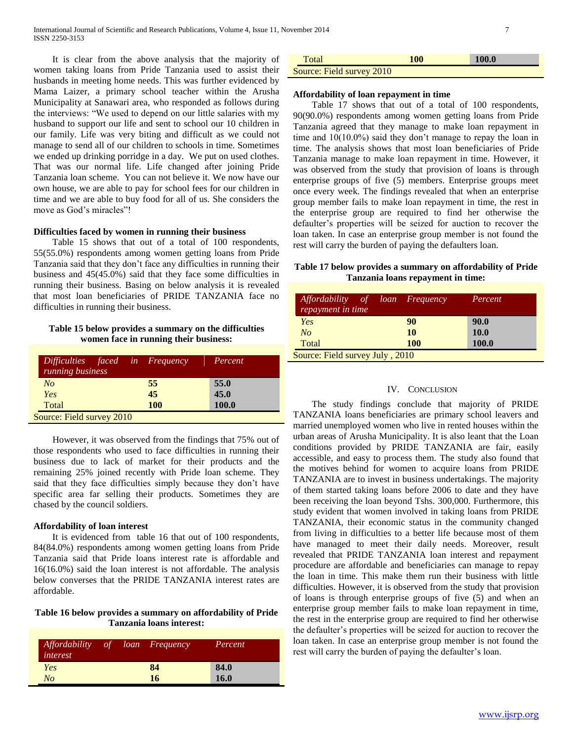It is clear from the above analysis that the majority of women taking loans from Pride Tanzania used to assist their husbands in meeting home needs. This was further evidenced by Mama Laizer, a primary school teacher within the Arusha Municipality at Sanawari area, who responded as follows during the interviews: "We used to depend on our little salaries with my husband to support our life and sent to school our 10 children in our family. Life was very biting and difficult as we could not manage to send all of our children to schools in time. Sometimes we ended up drinking porridge in a day. We put on used clothes. That was our normal life. Life changed after joining Pride Tanzania loan scheme. You can not believe it. We now have our own house, we are able to pay for school fees for our children in time and we are able to buy food for all of us. She considers the move as God's miracles"!

**Difficulties faced by women in running their business**

Table 15 shows that out of a total of 100 respondents, 55(55.0%) respondents among women getting loans from Pride Tanzania said that they don't face any difficulties in running their business and 45(45.0%) said that they face some difficulties in running their business. Basing on below analysis it is revealed that most loan beneficiaries of PRIDE TANZANIA face no difficulties in running their business.

**Table 15 below provides a summary on the difficulties women face in running their business:**

| *Difficulties faced in running business* | *Frequency* | *Percent* |
|---|---|---|
| *No* | **55** | **55.0** |
| *Yes* | **45** | **45.0** |
| Total | **100** | **100.0** |

Source: Field survey 2010

However, it was observed from the findings that 75% out of those respondents who used to face difficulties in running their business due to lack of market for their products and the remaining 25% joined recently with Pride loan scheme. They said that they face difficulties simply because they don't have specific area far selling their products. Sometimes they are chased by the council soldiers.

**Affordability of loan interest**

It is evidenced from table 16 that out of 100 respondents, 84(84.0%) respondents among women getting loans from Pride Tanzania said that Pride loans interest rate is affordable and 16(16.0%) said the loan interest is not affordable. The analysis below converses that the PRIDE TANZANIA interest rates are affordable.

**Table 16 below provides a summary on affordability of Pride Tanzania loans interest:**

| *Affordability of loan interest* | *Frequency* | *Percent* |
|---|---|---|
| *Yes* | **84** | **84.0** |
| *No* | **16** | **16.0** |
| Total | **100** | **100.0** |

Source: Field survey 2010

**Affordability of loan repayment in time**

Table 17 shows that out of a total of 100 respondents, 90(90.0%) respondents among women getting loans from Pride Tanzania agreed that they manage to make loan repayment in time and 10(10.0%) said they don't manage to repay the loan in time. The analysis shows that most loan beneficiaries of Pride Tanzania manage to make loan repayment in time. However, it was observed from the study that provision of loans is through enterprise groups of five (5) members. Enterprise groups meet once every week. The findings revealed that when an enterprise group member fails to make loan repayment in time, the rest in the enterprise group are required to find her otherwise the defaulter's properties will be seized for auction to recover the loan taken. In case an enterprise group member is not found the rest will carry the burden of paying the defaulters loan.

**Table 17 below provides a summary on affordability of Pride Tanzania loans repayment in time:**

| *Affordability of loan repayment in time* | *Frequency* | *Percent* |
|---|---|---|
| *Yes* | **90** | **90.0** |
| *No* | **10** | **10.0** |
| Total | **100** | **100.0** |

Source: Field survey July , 2010

## IV. Conclusion

The study findings conclude that majority of PRIDE TANZANIA loans beneficiaries are primary school leavers and married unemployed women who live in rented houses within the urban areas of Arusha Municipality. It is also leant that the Loan conditions provided by PRIDE TANZANIA are fair, easily accessible, and easy to process them. The study also found that the motives behind for women to acquire loans from PRIDE TANZANIA are to invest in business undertakings. The majority of them started taking loans before 2006 to date and they have been receiving the loan beyond Tshs. 300,000. Furthermore, this study evident that women involved in taking loans from PRIDE TANZANIA, their economic status in the community changed from living in difficulties to a better life because most of them have managed to meet their daily needs. Moreover, result revealed that PRIDE TANZANIA loan interest and repayment procedure are affordable and beneficiaries can manage to repay the loan in time. This make them run their business with little difficulties. However, it is observed from the study that provision of loans is through enterprise groups of five (5) and when an enterprise group member fails to make loan repayment in time, the rest in the enterprise group are required to find her otherwise the defaulter's properties will be seized for auction to recover the loan taken. In case an enterprise group member is not found the rest will carry the burden of paying the defaulter's loan.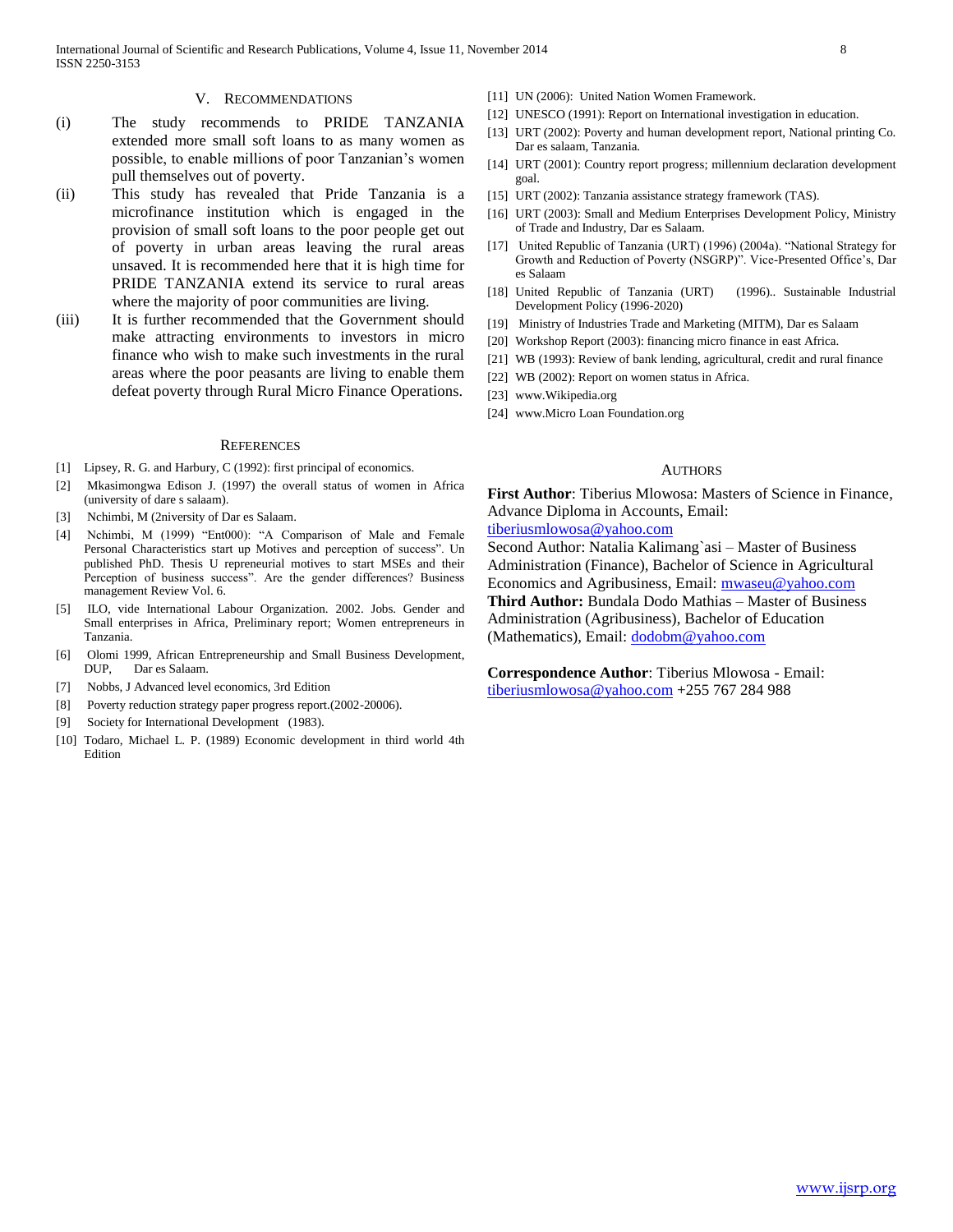## V. Recommendations

(i) The study recommends to PRIDE TANZANIA extended more small soft loans to as many women as possible, to enable millions of poor Tanzanian's women pull themselves out of poverty.

(ii) This study has revealed that Pride Tanzania is a microfinance institution which is engaged in the provision of small soft loans to the poor people get out of poverty in urban areas leaving the rural areas unsaved. It is recommended here that it is high time for PRIDE TANZANIA extend its service to rural areas where the majority of poor communities are living.

(iii) It is further recommended that the Government should make attracting environments to investors in micro finance who wish to make such investments in the rural areas where the poor peasants are living to enable them defeat poverty through Rural Micro Finance Operations.

## References

[1] Lipsey, R. G. and Harbury, C (1992): first principal of economics.

[2] Mkasimongwa Edison J. (1997) the overall status of women in Africa (university of dare s salaam).

[3] Nchimbi, M (2niversity of Dar es Salaam.

[4] Nchimbi, M (1999) "Ent000): "A Comparison of Male and Female Personal Characteristics start up Motives and perception of success". Un published PhD. Thesis U repreneurial motives to start MSEs and their Perception of business success". Are the gender differences? Business management Review Vol. 6.

[5] ILO, vide International Labour Organization. 2002. Jobs. Gender and Small enterprises in Africa, Preliminary report; Women entrepreneurs in Tanzania.

[6] Olomi 1999, African Entrepreneurship and Small Business Development, DUP, Dar es Salaam.

[7] Nobbs, J Advanced level economics, 3rd Edition

[8] Poverty reduction strategy paper progress report.(2002-20006).

[9] Society for International Development (1983).

[10] Todaro, Michael L. P. (1989) Economic development in third world 4th Edition

[11] UN (2006): United Nation Women Framework.

[12] UNESCO (1991): Report on International investigation in education.

[13] URT (2002): Poverty and human development report, National printing Co. Dar es salaam, Tanzania.

[14] URT (2001): Country report progress; millennium declaration development goal.

[15] URT (2002): Tanzania assistance strategy framework (TAS).

[16] URT (2003): Small and Medium Enterprises Development Policy, Ministry of Trade and Industry, Dar es Salaam.

[17] United Republic of Tanzania (URT) (1996) (2004a). "National Strategy for Growth and Reduction of Poverty (NSGRP)". Vice-Presented Office's, Dar es Salaam

[18] United Republic of Tanzania (URT) (1996).. Sustainable Industrial Development Policy (1996-2020)

[19] Ministry of Industries Trade and Marketing (MITM), Dar es Salaam

[20] Workshop Report (2003): financing micro finance in east Africa.

[21] WB (1993): Review of bank lending, agricultural, credit and rural finance

[22] WB (2002): Report on women status in Africa.

[23] www.Wikipedia.org

[24] www.Micro Loan Foundation.org

## Authors

**First Author**: Tiberius Mlowosa: Masters of Science in Finance, Advance Diploma in Accounts, Email: tiberiusmlowosa@yahoo.com

Second Author: Natalia Kalimang`asi – Master of Business Administration (Finance), Bachelor of Science in Agricultural Economics and Agribusiness, Email: mwaseu@yahoo.com

**Third Author:** Bundala Dodo Mathias – Master of Business Administration (Agribusiness), Bachelor of Education (Mathematics), Email: dodobm@yahoo.com

**Correspondence Author**: Tiberius Mlowosa - Email: tiberiusmlowosa@yahoo.com +255 767 284 988